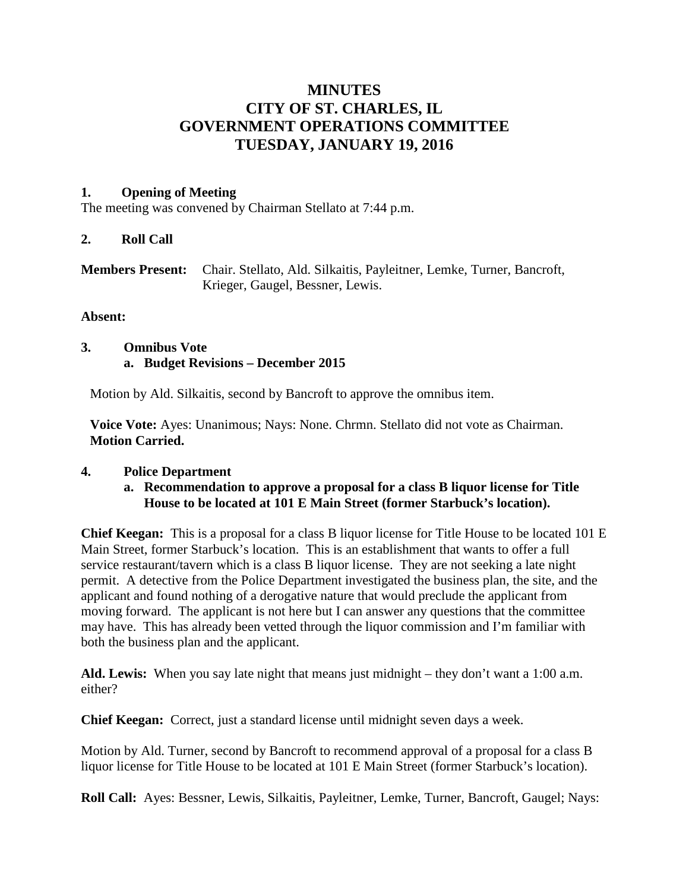# MINUTES
# CITY OF ST. CHARLES, IL
# GOVERNMENT OPERATIONS COMMITTEE
# TUESDAY, JANUARY 19, 2016

**1. Opening of Meeting**

The meeting was convened by Chairman Stellato at 7:44 p.m.

**2. Roll Call**

**Members Present:** Chair. Stellato, Ald. Silkaitis, Payleitner, Lemke, Turner, Bancroft, Krieger, Gaugel, Bessner, Lewis.

**Absent:**

**3. Omnibus Vote**

**a. Budget Revisions – December 2015**

Motion by Ald. Silkaitis, second by Bancroft to approve the omnibus item.

**Voice Vote:** Ayes: Unanimous; Nays: None. Chrmn. Stellato did not vote as Chairman. **Motion Carried.**

**4. Police Department**

**a. Recommendation to approve a proposal for a class B liquor license for Title House to be located at 101 E Main Street (former Starbuck's location).**

**Chief Keegan:** This is a proposal for a class B liquor license for Title House to be located 101 E Main Street, former Starbuck's location. This is an establishment that wants to offer a full service restaurant/tavern which is a class B liquor license. They are not seeking a late night permit. A detective from the Police Department investigated the business plan, the site, and the applicant and found nothing of a derogative nature that would preclude the applicant from moving forward. The applicant is not here but I can answer any questions that the committee may have. This has already been vetted through the liquor commission and I'm familiar with both the business plan and the applicant.

**Ald. Lewis:** When you say late night that means just midnight – they don't want a 1:00 a.m. either?

**Chief Keegan:** Correct, just a standard license until midnight seven days a week.

Motion by Ald. Turner, second by Bancroft to recommend approval of a proposal for a class B liquor license for Title House to be located at 101 E Main Street (former Starbuck's location).

**Roll Call:** Ayes: Bessner, Lewis, Silkaitis, Payleitner, Lemke, Turner, Bancroft, Gaugel; Nays: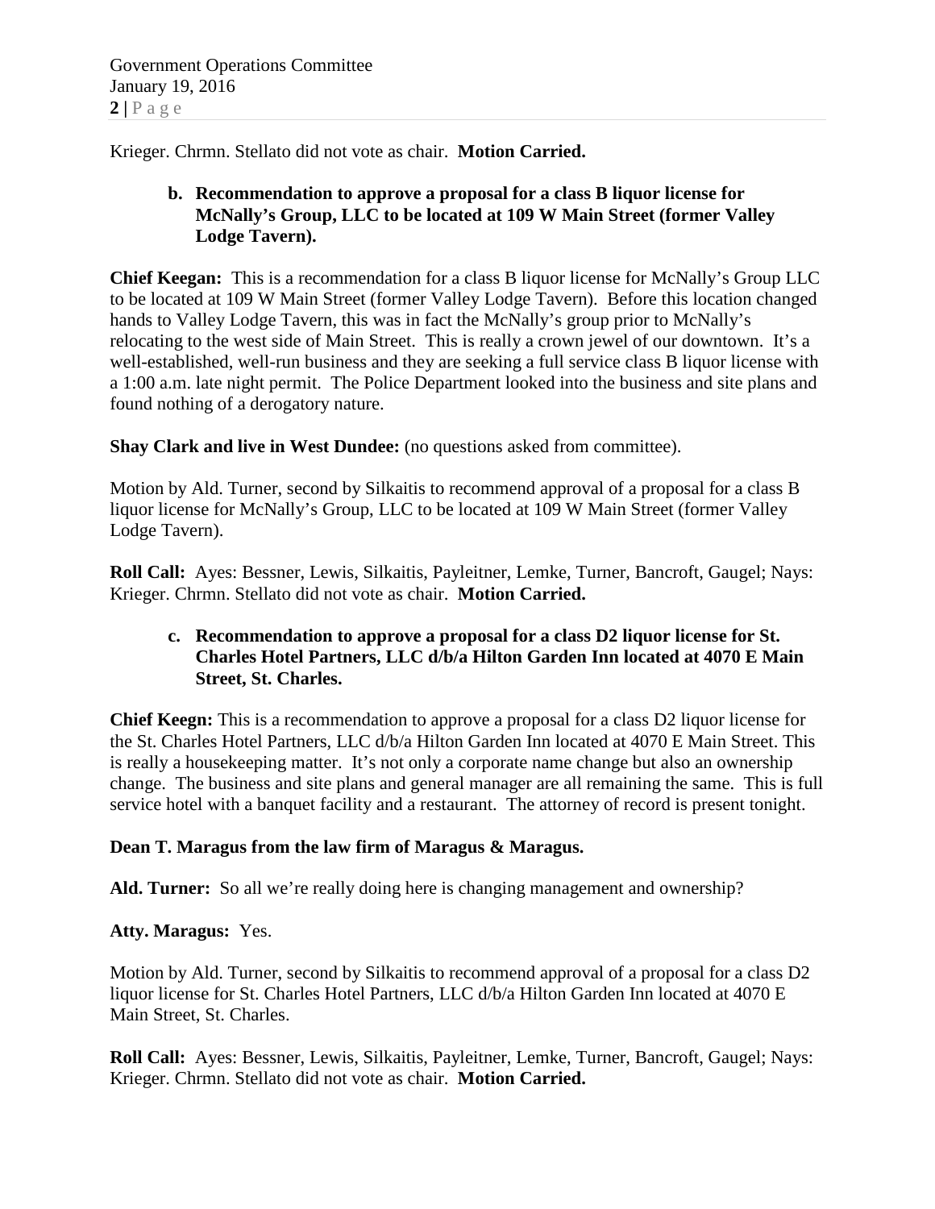Krieger. Chrmn. Stellato did not vote as chair. **Motion Carried.**

**b. Recommendation to approve a proposal for a class B liquor license for McNally's Group, LLC to be located at 109 W Main Street (former Valley Lodge Tavern).**

**Chief Keegan:** This is a recommendation for a class B liquor license for McNally's Group LLC to be located at 109 W Main Street (former Valley Lodge Tavern). Before this location changed hands to Valley Lodge Tavern, this was in fact the McNally's group prior to McNally's relocating to the west side of Main Street. This is really a crown jewel of our downtown. It's a well-established, well-run business and they are seeking a full service class B liquor license with a 1:00 a.m. late night permit. The Police Department looked into the business and site plans and found nothing of a derogatory nature.

**Shay Clark and live in West Dundee:** (no questions asked from committee).

Motion by Ald. Turner, second by Silkaitis to recommend approval of a proposal for a class B liquor license for McNally's Group, LLC to be located at 109 W Main Street (former Valley Lodge Tavern).

**Roll Call:** Ayes: Bessner, Lewis, Silkaitis, Payleitner, Lemke, Turner, Bancroft, Gaugel; Nays: Krieger. Chrmn. Stellato did not vote as chair. **Motion Carried.**

**c. Recommendation to approve a proposal for a class D2 liquor license for St. Charles Hotel Partners, LLC d/b/a Hilton Garden Inn located at 4070 E Main Street, St. Charles.**

**Chief Keegn:** This is a recommendation to approve a proposal for a class D2 liquor license for the St. Charles Hotel Partners, LLC d/b/a Hilton Garden Inn located at 4070 E Main Street. This is really a housekeeping matter. It's not only a corporate name change but also an ownership change. The business and site plans and general manager are all remaining the same. This is full service hotel with a banquet facility and a restaurant. The attorney of record is present tonight.

**Dean T. Maragus from the law firm of Maragus & Maragus.**

**Ald. Turner:** So all we're really doing here is changing management and ownership?

**Atty. Maragus:** Yes.

Motion by Ald. Turner, second by Silkaitis to recommend approval of a proposal for a class D2 liquor license for St. Charles Hotel Partners, LLC d/b/a Hilton Garden Inn located at 4070 E Main Street, St. Charles.

**Roll Call:** Ayes: Bessner, Lewis, Silkaitis, Payleitner, Lemke, Turner, Bancroft, Gaugel; Nays: Krieger. Chrmn. Stellato did not vote as chair. **Motion Carried.**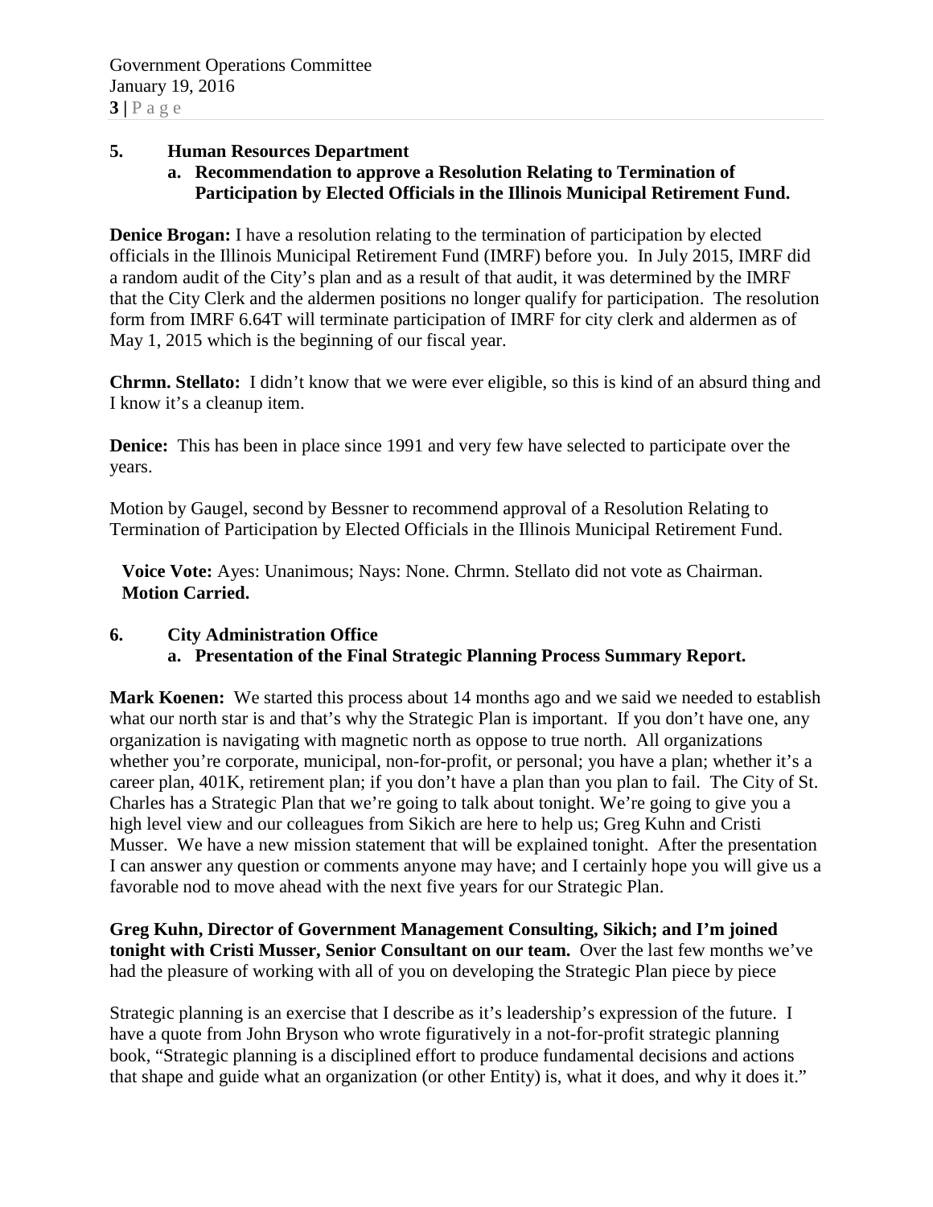**5. Human Resources Department**

**a. Recommendation to approve a Resolution Relating to Termination of Participation by Elected Officials in the Illinois Municipal Retirement Fund.**

**Denice Brogan:** I have a resolution relating to the termination of participation by elected officials in the Illinois Municipal Retirement Fund (IMRF) before you. In July 2015, IMRF did a random audit of the City's plan and as a result of that audit, it was determined by the IMRF that the City Clerk and the aldermen positions no longer qualify for participation. The resolution form from IMRF 6.64T will terminate participation of IMRF for city clerk and aldermen as of May 1, 2015 which is the beginning of our fiscal year.

**Chrmn. Stellato:** I didn't know that we were ever eligible, so this is kind of an absurd thing and I know it's a cleanup item.

**Denice:** This has been in place since 1991 and very few have selected to participate over the years.

Motion by Gaugel, second by Bessner to recommend approval of a Resolution Relating to Termination of Participation by Elected Officials in the Illinois Municipal Retirement Fund.

**Voice Vote:** Ayes: Unanimous; Nays: None. Chrmn. Stellato did not vote as Chairman.
**Motion Carried.**

**6. City Administration Office**

**a. Presentation of the Final Strategic Planning Process Summary Report.**

**Mark Koenen:** We started this process about 14 months ago and we said we needed to establish what our north star is and that's why the Strategic Plan is important. If you don't have one, any organization is navigating with magnetic north as oppose to true north. All organizations whether you're corporate, municipal, non-for-profit, or personal; you have a plan; whether it's a career plan, 401K, retirement plan; if you don't have a plan than you plan to fail. The City of St. Charles has a Strategic Plan that we're going to talk about tonight. We're going to give you a high level view and our colleagues from Sikich are here to help us; Greg Kuhn and Cristi Musser. We have a new mission statement that will be explained tonight. After the presentation I can answer any question or comments anyone may have; and I certainly hope you will give us a favorable nod to move ahead with the next five years for our Strategic Plan.

**Greg Kuhn, Director of Government Management Consulting, Sikich; and I'm joined tonight with Cristi Musser, Senior Consultant on our team.** Over the last few months we've had the pleasure of working with all of you on developing the Strategic Plan piece by piece

Strategic planning is an exercise that I describe as it's leadership's expression of the future. I have a quote from John Bryson who wrote figuratively in a not-for-profit strategic planning book, "Strategic planning is a disciplined effort to produce fundamental decisions and actions that shape and guide what an organization (or other Entity) is, what it does, and why it does it."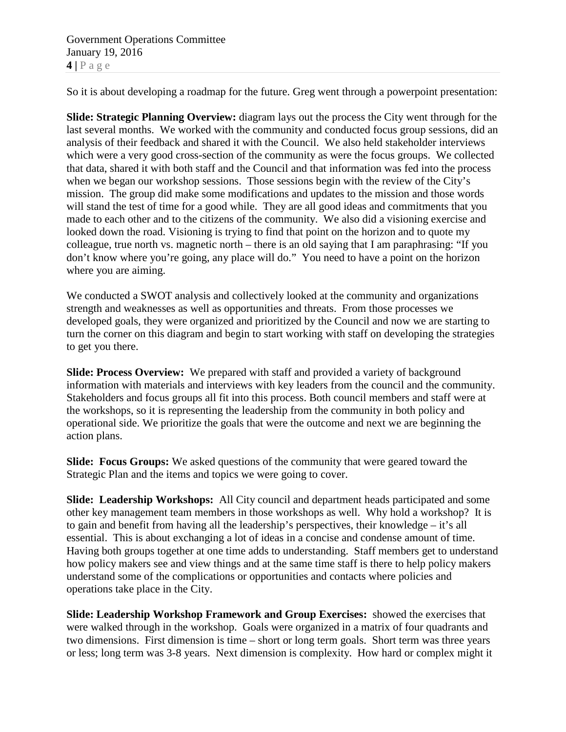So it is about developing a roadmap for the future. Greg went through a powerpoint presentation:

**Slide: Strategic Planning Overview:** diagram lays out the process the City went through for the last several months. We worked with the community and conducted focus group sessions, did an analysis of their feedback and shared it with the Council. We also held stakeholder interviews which were a very good cross-section of the community as were the focus groups. We collected that data, shared it with both staff and the Council and that information was fed into the process when we began our workshop sessions. Those sessions begin with the review of the City's mission. The group did make some modifications and updates to the mission and those words will stand the test of time for a good while. They are all good ideas and commitments that you made to each other and to the citizens of the community. We also did a visioning exercise and looked down the road. Visioning is trying to find that point on the horizon and to quote my colleague, true north vs. magnetic north – there is an old saying that I am paraphrasing: "If you don't know where you're going, any place will do." You need to have a point on the horizon where you are aiming.

We conducted a SWOT analysis and collectively looked at the community and organizations strength and weaknesses as well as opportunities and threats. From those processes we developed goals, they were organized and prioritized by the Council and now we are starting to turn the corner on this diagram and begin to start working with staff on developing the strategies to get you there.

**Slide: Process Overview:** We prepared with staff and provided a variety of background information with materials and interviews with key leaders from the council and the community. Stakeholders and focus groups all fit into this process. Both council members and staff were at the workshops, so it is representing the leadership from the community in both policy and operational side. We prioritize the goals that were the outcome and next we are beginning the action plans.

**Slide: Focus Groups:** We asked questions of the community that were geared toward the Strategic Plan and the items and topics we were going to cover.

**Slide: Leadership Workshops:** All City council and department heads participated and some other key management team members in those workshops as well. Why hold a workshop? It is to gain and benefit from having all the leadership's perspectives, their knowledge – it's all essential. This is about exchanging a lot of ideas in a concise and condense amount of time. Having both groups together at one time adds to understanding. Staff members get to understand how policy makers see and view things and at the same time staff is there to help policy makers understand some of the complications or opportunities and contacts where policies and operations take place in the City.

**Slide: Leadership Workshop Framework and Group Exercises:** showed the exercises that were walked through in the workshop. Goals were organized in a matrix of four quadrants and two dimensions. First dimension is time – short or long term goals. Short term was three years or less; long term was 3-8 years. Next dimension is complexity. How hard or complex might it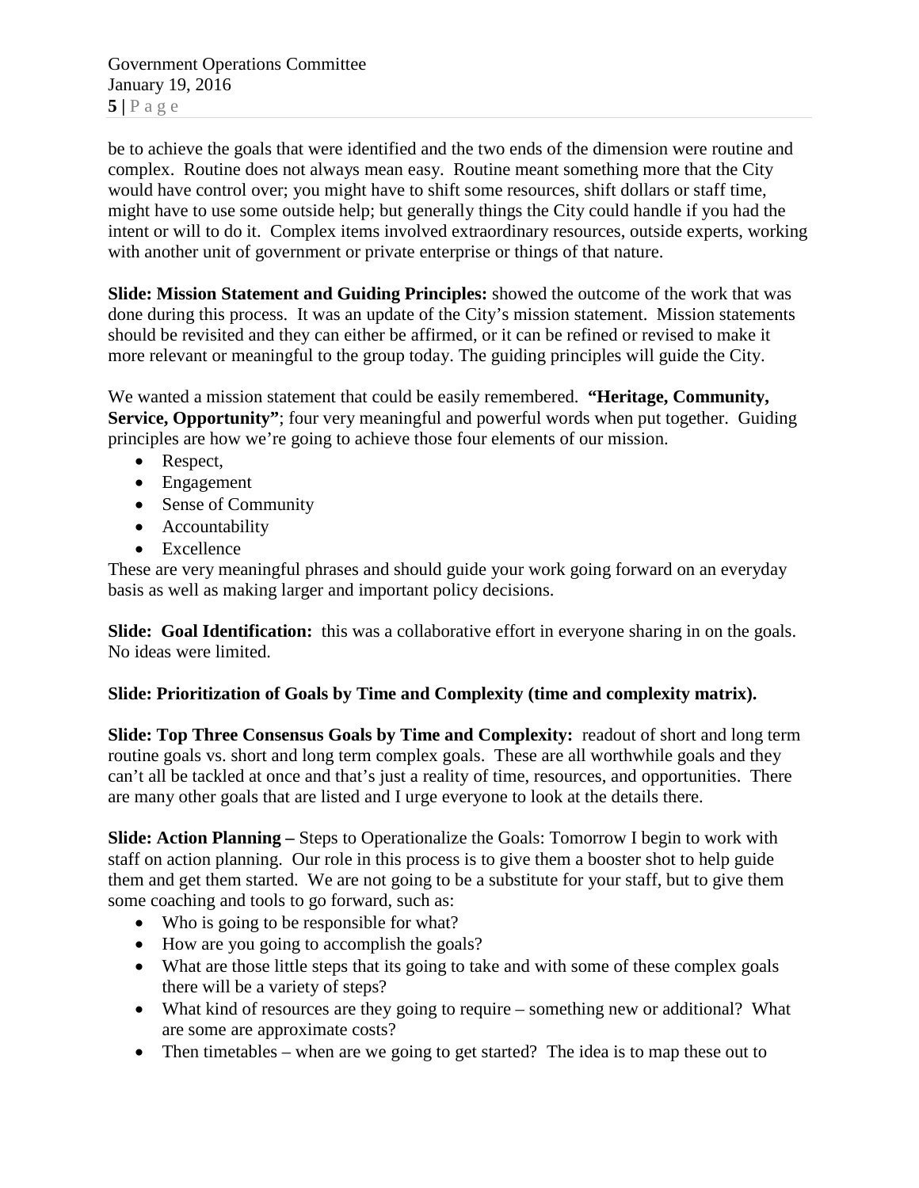be to achieve the goals that were identified and the two ends of the dimension were routine and complex. Routine does not always mean easy. Routine meant something more that the City would have control over; you might have to shift some resources, shift dollars or staff time, might have to use some outside help; but generally things the City could handle if you had the intent or will to do it. Complex items involved extraordinary resources, outside experts, working with another unit of government or private enterprise or things of that nature.

**Slide: Mission Statement and Guiding Principles:** showed the outcome of the work that was done during this process. It was an update of the City's mission statement. Mission statements should be revisited and they can either be affirmed, or it can be refined or revised to make it more relevant or meaningful to the group today. The guiding principles will guide the City.

We wanted a mission statement that could be easily remembered. **"Heritage, Community, Service, Opportunity"**; four very meaningful and powerful words when put together. Guiding principles are how we're going to achieve those four elements of our mission.

- Respect,
- Engagement
- Sense of Community
- Accountability
- Excellence

These are very meaningful phrases and should guide your work going forward on an everyday basis as well as making larger and important policy decisions.

**Slide: Goal Identification:** this was a collaborative effort in everyone sharing in on the goals. No ideas were limited.

**Slide: Prioritization of Goals by Time and Complexity (time and complexity matrix).**

**Slide: Top Three Consensus Goals by Time and Complexity:** readout of short and long term routine goals vs. short and long term complex goals. These are all worthwhile goals and they can't all be tackled at once and that's just a reality of time, resources, and opportunities. There are many other goals that are listed and I urge everyone to look at the details there.

**Slide: Action Planning –** Steps to Operationalize the Goals: Tomorrow I begin to work with staff on action planning. Our role in this process is to give them a booster shot to help guide them and get them started. We are not going to be a substitute for your staff, but to give them some coaching and tools to go forward, such as:

- Who is going to be responsible for what?
- How are you going to accomplish the goals?
- What are those little steps that its going to take and with some of these complex goals there will be a variety of steps?
- What kind of resources are they going to require – something new or additional? What are some are approximate costs?
- Then timetables – when are we going to get started? The idea is to map these out to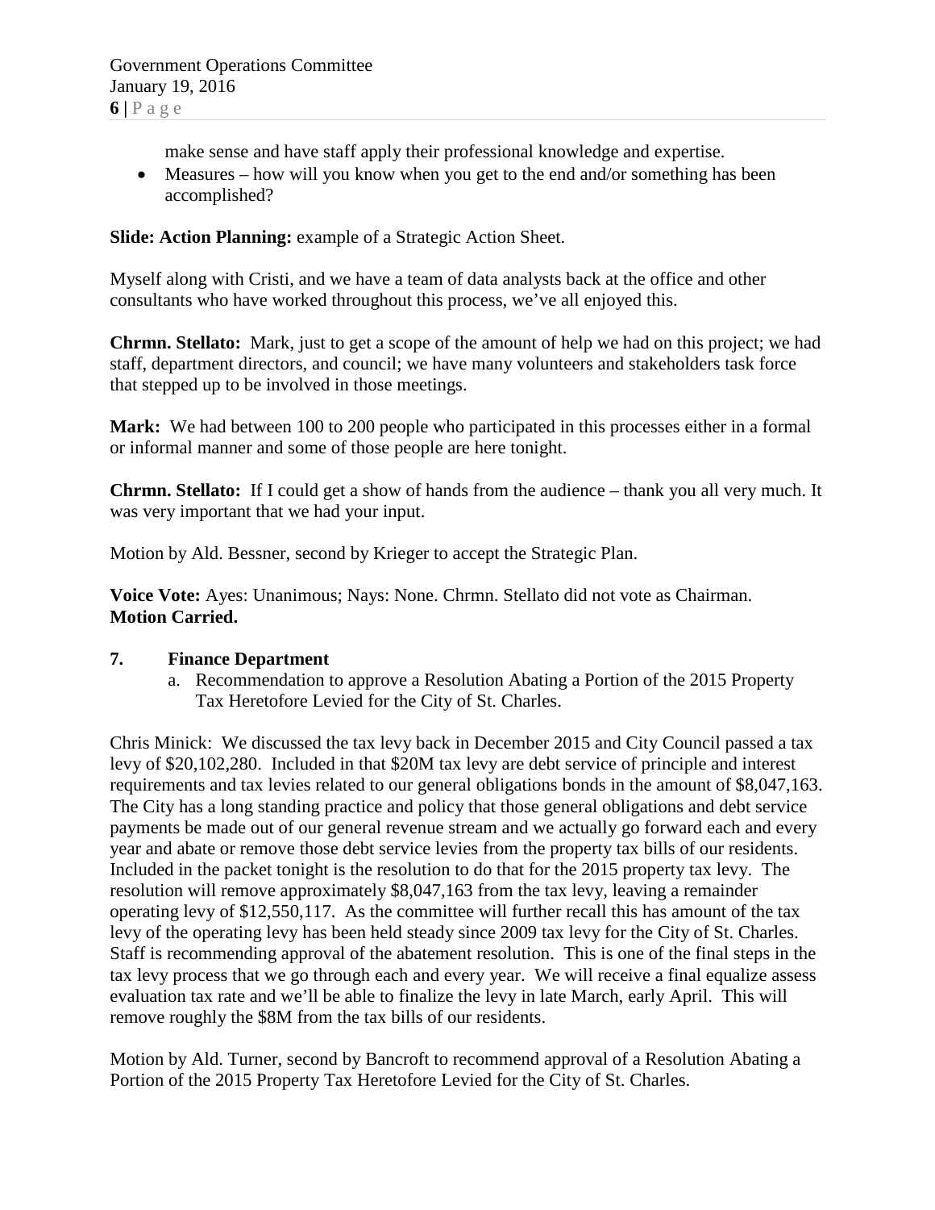make sense and have staff apply their professional knowledge and expertise.

- Measures – how will you know when you get to the end and/or something has been accomplished?

**Slide: Action Planning:** example of a Strategic Action Sheet.

Myself along with Cristi, and we have a team of data analysts back at the office and other consultants who have worked throughout this process, we've all enjoyed this.

**Chrmn. Stellato:** Mark, just to get a scope of the amount of help we had on this project; we had staff, department directors, and council; we have many volunteers and stakeholders task force that stepped up to be involved in those meetings.

**Mark:** We had between 100 to 200 people who participated in this processes either in a formal or informal manner and some of those people are here tonight.

**Chrmn. Stellato:** If I could get a show of hands from the audience – thank you all very much. It was very important that we had your input.

Motion by Ald. Bessner, second by Krieger to accept the Strategic Plan.

**Voice Vote:** Ayes: Unanimous; Nays: None. Chrmn. Stellato did not vote as Chairman.
**Motion Carried.**

**7. Finance Department**

a. Recommendation to approve a Resolution Abating a Portion of the 2015 Property Tax Heretofore Levied for the City of St. Charles.

Chris Minick: We discussed the tax levy back in December 2015 and City Council passed a tax levy of $20,102,280. Included in that $20M tax levy are debt service of principle and interest requirements and tax levies related to our general obligations bonds in the amount of $8,047,163. The City has a long standing practice and policy that those general obligations and debt service payments be made out of our general revenue stream and we actually go forward each and every year and abate or remove those debt service levies from the property tax bills of our residents. Included in the packet tonight is the resolution to do that for the 2015 property tax levy. The resolution will remove approximately $8,047,163 from the tax levy, leaving a remainder operating levy of $12,550,117. As the committee will further recall this has amount of the tax levy of the operating levy has been held steady since 2009 tax levy for the City of St. Charles. Staff is recommending approval of the abatement resolution. This is one of the final steps in the tax levy process that we go through each and every year. We will receive a final equalize assess evaluation tax rate and we'll be able to finalize the levy in late March, early April. This will remove roughly the $8M from the tax bills of our residents.

Motion by Ald. Turner, second by Bancroft to recommend approval of a Resolution Abating a Portion of the 2015 Property Tax Heretofore Levied for the City of St. Charles.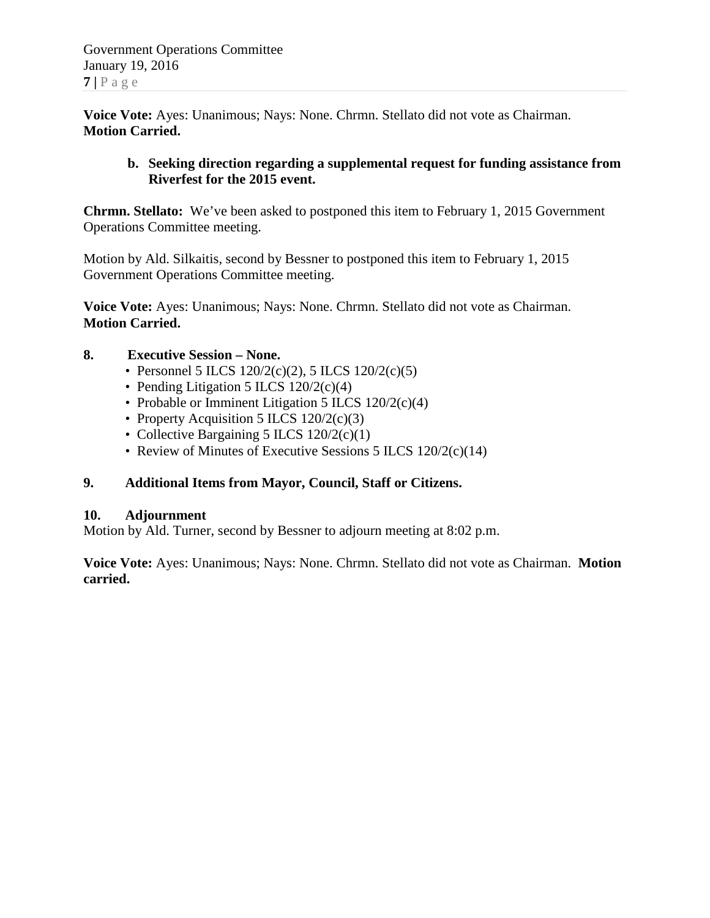**Voice Vote:** Ayes: Unanimous; Nays: None. Chrmn. Stellato did not vote as Chairman.
**Motion Carried.**

**b. Seeking direction regarding a supplemental request for funding assistance from Riverfest for the 2015 event.**

**Chrmn. Stellato:** We've been asked to postponed this item to February 1, 2015 Government Operations Committee meeting.

Motion by Ald. Silkaitis, second by Bessner to postponed this item to February 1, 2015 Government Operations Committee meeting.

**Voice Vote:** Ayes: Unanimous; Nays: None. Chrmn. Stellato did not vote as Chairman.
**Motion Carried.**

**8. Executive Session – None.**

- Personnel 5 ILCS 120/2(c)(2), 5 ILCS 120/2(c)(5)
- Pending Litigation 5 ILCS 120/2(c)(4)
- Probable or Imminent Litigation 5 ILCS 120/2(c)(4)
- Property Acquisition 5 ILCS 120/2(c)(3)
- Collective Bargaining 5 ILCS 120/2(c)(1)
- Review of Minutes of Executive Sessions 5 ILCS 120/2(c)(14)

**9. Additional Items from Mayor, Council, Staff or Citizens.**

**10. Adjournment**
Motion by Ald. Turner, second by Bessner to adjourn meeting at 8:02 p.m.

**Voice Vote:** Ayes: Unanimous; Nays: None. Chrmn. Stellato did not vote as Chairman. **Motion carried.**